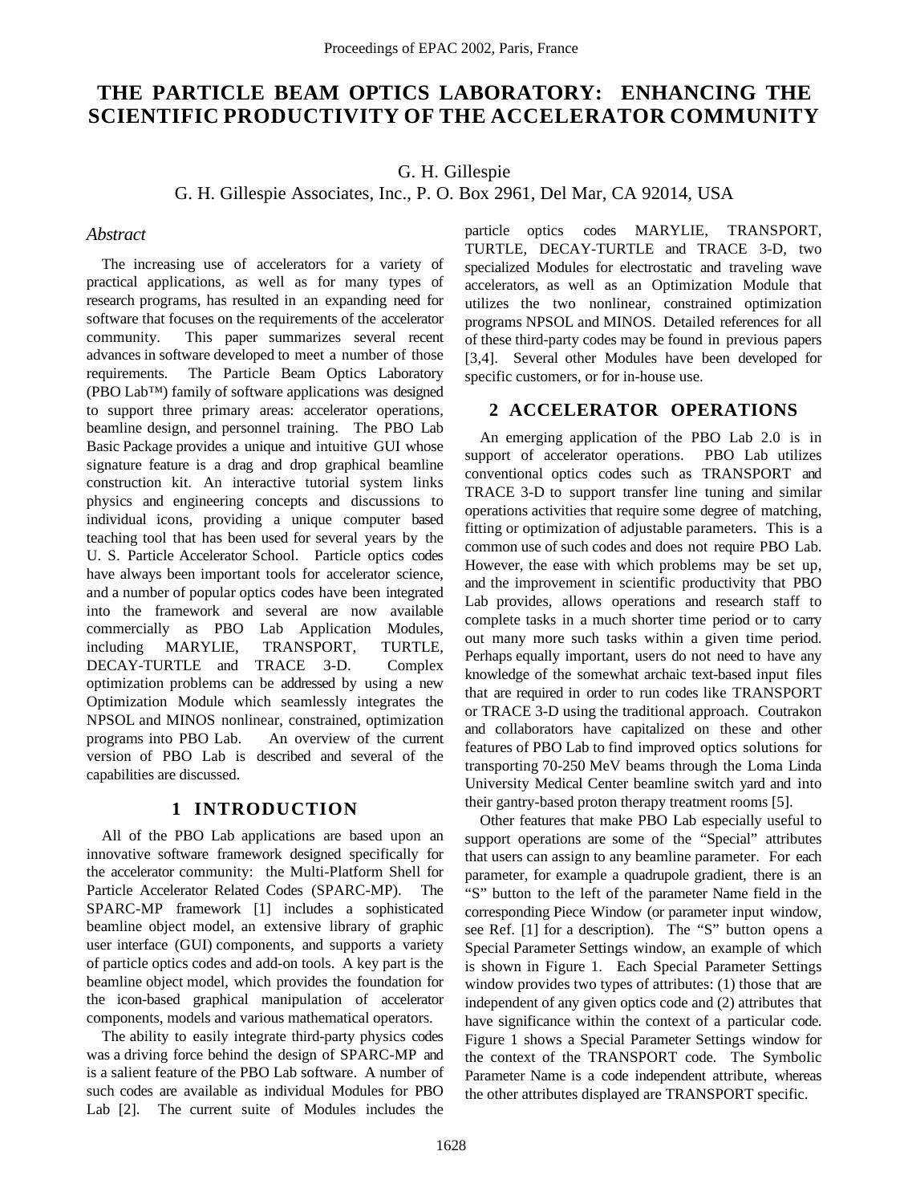# THE PARTICLE BEAM OPTICS LABORATORY: ENHANCING THE SCIENTIFIC PRODUCTIVITY OF THE ACCELERATOR COMMUNITY

G. H. Gillespie

G. H. Gillespie Associates, Inc., P. O. Box 2961, Del Mar, CA 92014, USA

## *Abstract*

The increasing use of accelerators for a variety of practical applications, as well as for many types of research programs, has resulted in an expanding need for software that focuses on the requirements of the accelerator community. This paper summarizes several recent advances in software developed to meet a number of those requirements. The Particle Beam Optics Laboratory (PBO Lab™) family of software applications was designed to support three primary areas: accelerator operations, beamline design, and personnel training. The PBO Lab Basic Package provides a unique and intuitive GUI whose signature feature is a drag and drop graphical beamline construction kit. An interactive tutorial system links physics and engineering concepts and discussions to individual icons, providing a unique computer based teaching tool that has been used for several years by the U. S. Particle Accelerator School. Particle optics codes have always been important tools for accelerator science, and a number of popular optics codes have been integrated into the framework and several are now available commercially as PBO Lab Application Modules, including MARYLIE, TRANSPORT, TURTLE, DECAY-TURTLE and TRACE 3-D. Complex optimization problems can be addressed by using a new Optimization Module which seamlessly integrates the NPSOL and MINOS nonlinear, constrained, optimization programs into PBO Lab. An overview of the current version of PBO Lab is described and several of the capabilities are discussed.

## 1 INTRODUCTION

All of the PBO Lab applications are based upon an innovative software framework designed specifically for the accelerator community: the Multi-Platform Shell for Particle Accelerator Related Codes (SPARC-MP). The SPARC-MP framework [1] includes a sophisticated beamline object model, an extensive library of graphic user interface (GUI) components, and supports a variety of particle optics codes and add-on tools. A key part is the beamline object model, which provides the foundation for the icon-based graphical manipulation of accelerator components, models and various mathematical operators.

The ability to easily integrate third-party physics codes was a driving force behind the design of SPARC-MP and is a salient feature of the PBO Lab software. A number of such codes are available as individual Modules for PBO Lab [2]. The current suite of Modules includes the particle optics codes MARYLIE, TRANSPORT, TURTLE, DECAY-TURTLE and TRACE 3-D, two specialized Modules for electrostatic and traveling wave accelerators, as well as an Optimization Module that utilizes the two nonlinear, constrained optimization programs NPSOL and MINOS. Detailed references for all of these third-party codes may be found in previous papers [3,4]. Several other Modules have been developed for specific customers, or for in-house use.

## 2 ACCELERATOR OPERATIONS

An emerging application of the PBO Lab 2.0 is in support of accelerator operations. PBO Lab utilizes conventional optics codes such as TRANSPORT and TRACE 3-D to support transfer line tuning and similar operations activities that require some degree of matching, fitting or optimization of adjustable parameters. This is a common use of such codes and does not require PBO Lab. However, the ease with which problems may be set up, and the improvement in scientific productivity that PBO Lab provides, allows operations and research staff to complete tasks in a much shorter time period or to carry out many more such tasks within a given time period. Perhaps equally important, users do not need to have any knowledge of the somewhat archaic text-based input files that are required in order to run codes like TRANSPORT or TRACE 3-D using the traditional approach. Coutrakon and collaborators have capitalized on these and other features of PBO Lab to find improved optics solutions for transporting 70-250 MeV beams through the Loma Linda University Medical Center beamline switch yard and into their gantry-based proton therapy treatment rooms [5].

Other features that make PBO Lab especially useful to support operations are some of the "Special" attributes that users can assign to any beamline parameter. For each parameter, for example a quadrupole gradient, there is an "S" button to the left of the parameter Name field in the corresponding Piece Window (or parameter input window, see Ref. [1] for a description). The "S" button opens a Special Parameter Settings window, an example of which is shown in Figure 1. Each Special Parameter Settings window provides two types of attributes: (1) those that are independent of any given optics code and (2) attributes that have significance within the context of a particular code. Figure 1 shows a Special Parameter Settings window for the context of the TRANSPORT code. The Symbolic Parameter Name is a code independent attribute, whereas the other attributes displayed are TRANSPORT specific.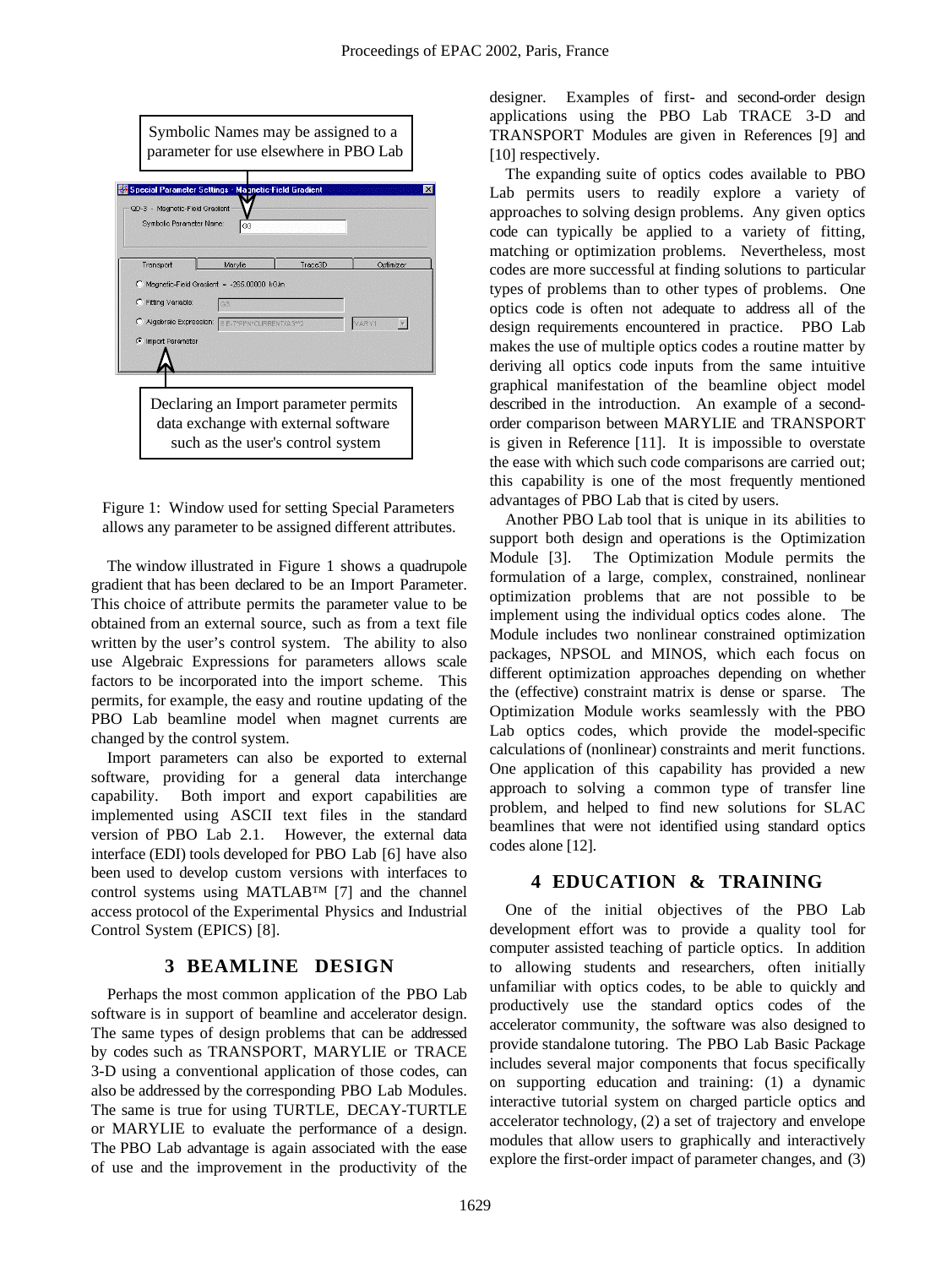Symbolic Names may be assigned to a parameter for use elsewhere in PBO Lab

Declaring an Import parameter permits data exchange with external software such as the user's control system

Figure 1: Window used for setting Special Parameters allows any parameter to be assigned different attributes.

The window illustrated in Figure 1 shows a quadrupole gradient that has been declared to be an Import Parameter. This choice of attribute permits the parameter value to be obtained from an external source, such as from a text file written by the user's control system. The ability to also use Algebraic Expressions for parameters allows scale factors to be incorporated into the import scheme. This permits, for example, the easy and routine updating of the PBO Lab beamline model when magnet currents are changed by the control system.

Import parameters can also be exported to external software, providing for a general data interchange capability. Both import and export capabilities are implemented using ASCII text files in the standard version of PBO Lab 2.1. However, the external data interface (EDI) tools developed for PBO Lab [6] have also been used to develop custom versions with interfaces to control systems using MATLAB™ [7] and the channel access protocol of the Experimental Physics and Industrial Control System (EPICS) [8].

## 3 BEAMLINE DESIGN

Perhaps the most common application of the PBO Lab software is in support of beamline and accelerator design. The same types of design problems that can be addressed by codes such as TRANSPORT, MARYLIE or TRACE 3-D using a conventional application of those codes, can also be addressed by the corresponding PBO Lab Modules. The same is true for using TURTLE, DECAY-TURTLE or MARYLIE to evaluate the performance of a design. The PBO Lab advantage is again associated with the ease of use and the improvement in the productivity of the designer. Examples of first- and second-order design applications using the PBO Lab TRACE 3-D and TRANSPORT Modules are given in References [9] and [10] respectively.

The expanding suite of optics codes available to PBO Lab permits users to readily explore a variety of approaches to solving design problems. Any given optics code can typically be applied to a variety of fitting, matching or optimization problems. Nevertheless, most codes are more successful at finding solutions to particular types of problems than to other types of problems. One optics code is often not adequate to address all of the design requirements encountered in practice. PBO Lab makes the use of multiple optics codes a routine matter by deriving all optics code inputs from the same intuitive graphical manifestation of the beamline object model described in the introduction. An example of a second-order comparison between MARYLIE and TRANSPORT is given in Reference [11]. It is impossible to overstate the ease with which such code comparisons are carried out; this capability is one of the most frequently mentioned advantages of PBO Lab that is cited by users.

Another PBO Lab tool that is unique in its abilities to support both design and operations is the Optimization Module [3]. The Optimization Module permits the formulation of a large, complex, constrained, nonlinear optimization problems that are not possible to be implement using the individual optics codes alone. The Module includes two nonlinear constrained optimization packages, NPSOL and MINOS, which each focus on different optimization approaches depending on whether the (effective) constraint matrix is dense or sparse. The Optimization Module works seamlessly with the PBO Lab optics codes, which provide the model-specific calculations of (nonlinear) constraints and merit functions. One application of this capability has provided a new approach to solving a common type of transfer line problem, and helped to find new solutions for SLAC beamlines that were not identified using standard optics codes alone [12].

## 4 EDUCATION & TRAINING

One of the initial objectives of the PBO Lab development effort was to provide a quality tool for computer assisted teaching of particle optics. In addition to allowing students and researchers, often initially unfamiliar with optics codes, to be able to quickly and productively use the standard optics codes of the accelerator community, the software was also designed to provide standalone tutoring. The PBO Lab Basic Package includes several major components that focus specifically on supporting education and training: (1) a dynamic interactive tutorial system on charged particle optics and accelerator technology, (2) a set of trajectory and envelope modules that allow users to graphically and interactively explore the first-order impact of parameter changes, and (3)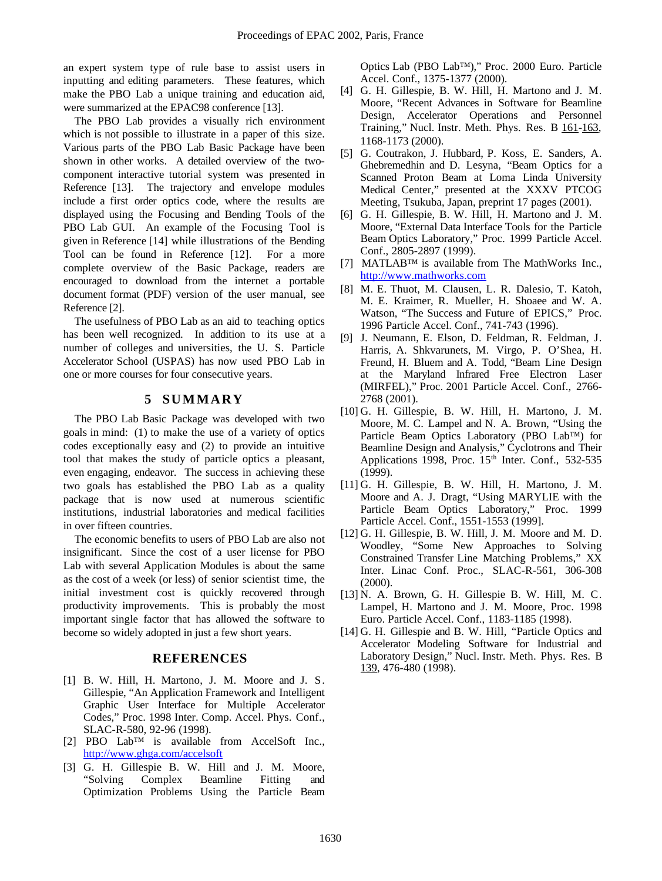an expert system type of rule base to assist users in inputting and editing parameters. These features, which make the PBO Lab a unique training and education aid, were summarized at the EPAC98 conference [13].

The PBO Lab provides a visually rich environment which is not possible to illustrate in a paper of this size. Various parts of the PBO Lab Basic Package have been shown in other works. A detailed overview of the two-component interactive tutorial system was presented in Reference [13]. The trajectory and envelope modules include a first order optics code, where the results are displayed using the Focusing and Bending Tools of the PBO Lab GUI. An example of the Focusing Tool is given in Reference [14] while illustrations of the Bending Tool can be found in Reference [12]. For a more complete overview of the Basic Package, readers are encouraged to download from the internet a portable document format (PDF) version of the user manual, see Reference [2].

The usefulness of PBO Lab as an aid to teaching optics has been well recognized. In addition to its use at a number of colleges and universities, the U. S. Particle Accelerator School (USPAS) has now used PBO Lab in one or more courses for four consecutive years.

## 5 SUMMARY

The PBO Lab Basic Package was developed with two goals in mind: (1) to make the use of a variety of optics codes exceptionally easy and (2) to provide an intuitive tool that makes the study of particle optics a pleasant, even engaging, endeavor. The success in achieving these two goals has established the PBO Lab as a quality package that is now used at numerous scientific institutions, industrial laboratories and medical facilities in over fifteen countries.

The economic benefits to users of PBO Lab are also not insignificant. Since the cost of a user license for PBO Lab with several Application Modules is about the same as the cost of a week (or less) of senior scientist time, the initial investment cost is quickly recovered through productivity improvements. This is probably the most important single factor that has allowed the software to become so widely adopted in just a few short years.

## REFERENCES

[1] B. W. Hill, H. Martono, J. M. Moore and J. S. Gillespie, "An Application Framework and Intelligent Graphic User Interface for Multiple Accelerator Codes," Proc. 1998 Inter. Comp. Accel. Phys. Conf., SLAC-R-580, 92-96 (1998).

[2] PBO Lab™ is available from AccelSoft Inc., http://www.ghga.com/accelsoft

[3] G. H. Gillespie B. W. Hill and J. M. Moore, "Solving Complex Beamline Fitting and Optimization Problems Using the Particle Beam Optics Lab (PBO Lab™)," Proc. 2000 Euro. Particle Accel. Conf., 1375-1377 (2000).

[4] G. H. Gillespie, B. W. Hill, H. Martono and J. M. Moore, "Recent Advances in Software for Beamline Design, Accelerator Operations and Personnel Training," Nucl. Instr. Meth. Phys. Res. B 161-163, 1168-1173 (2000).

[5] G. Coutrakon, J. Hubbard, P. Koss, E. Sanders, A. Ghebremedhin and D. Lesyna, "Beam Optics for a Scanned Proton Beam at Loma Linda University Medical Center," presented at the XXXV PTCOG Meeting, Tsukuba, Japan, preprint 17 pages (2001).

[6] G. H. Gillespie, B. W. Hill, H. Martono and J. M. Moore, "External Data Interface Tools for the Particle Beam Optics Laboratory," Proc. 1999 Particle Accel. Conf., 2805-2897 (1999).

[7] MATLAB™ is available from The MathWorks Inc., http://www.mathworks.com

[8] M. E. Thuot, M. Clausen, L. R. Dalesio, T. Katoh, M. E. Kraimer, R. Mueller, H. Shoaee and W. A. Watson, "The Success and Future of EPICS," Proc. 1996 Particle Accel. Conf., 741-743 (1996).

[9] J. Neumann, E. Elson, D. Feldman, R. Feldman, J. Harris, A. Shkvarunets, M. Virgo, P. O'Shea, H. Freund, H. Bluem and A. Todd, "Beam Line Design at the Maryland Infrared Free Electron Laser (MIRFEL)," Proc. 2001 Particle Accel. Conf., 2766-2768 (2001).

[10] G. H. Gillespie, B. W. Hill, H. Martono, J. M. Moore, M. C. Lampel and N. A. Brown, "Using the Particle Beam Optics Laboratory (PBO Lab™) for Beamline Design and Analysis," Cyclotrons and Their Applications 1998, Proc. 15th Inter. Conf., 532-535 (1999).

[11] G. H. Gillespie, B. W. Hill, H. Martono, J. M. Moore and A. J. Dragt, "Using MARYLIE with the Particle Beam Optics Laboratory," Proc. 1999 Particle Accel. Conf., 1551-1553 (1999].

[12] G. H. Gillespie, B. W. Hill, J. M. Moore and M. D. Woodley, "Some New Approaches to Solving Constrained Transfer Line Matching Problems," XX Inter. Linac Conf. Proc., SLAC-R-561, 306-308 (2000).

[13] N. A. Brown, G. H. Gillespie B. W. Hill, M. C. Lampel, H. Martono and J. M. Moore, Proc. 1998 Euro. Particle Accel. Conf., 1183-1185 (1998).

[14] G. H. Gillespie and B. W. Hill, "Particle Optics and Accelerator Modeling Software for Industrial and Laboratory Design," Nucl. Instr. Meth. Phys. Res. B 139, 476-480 (1998).